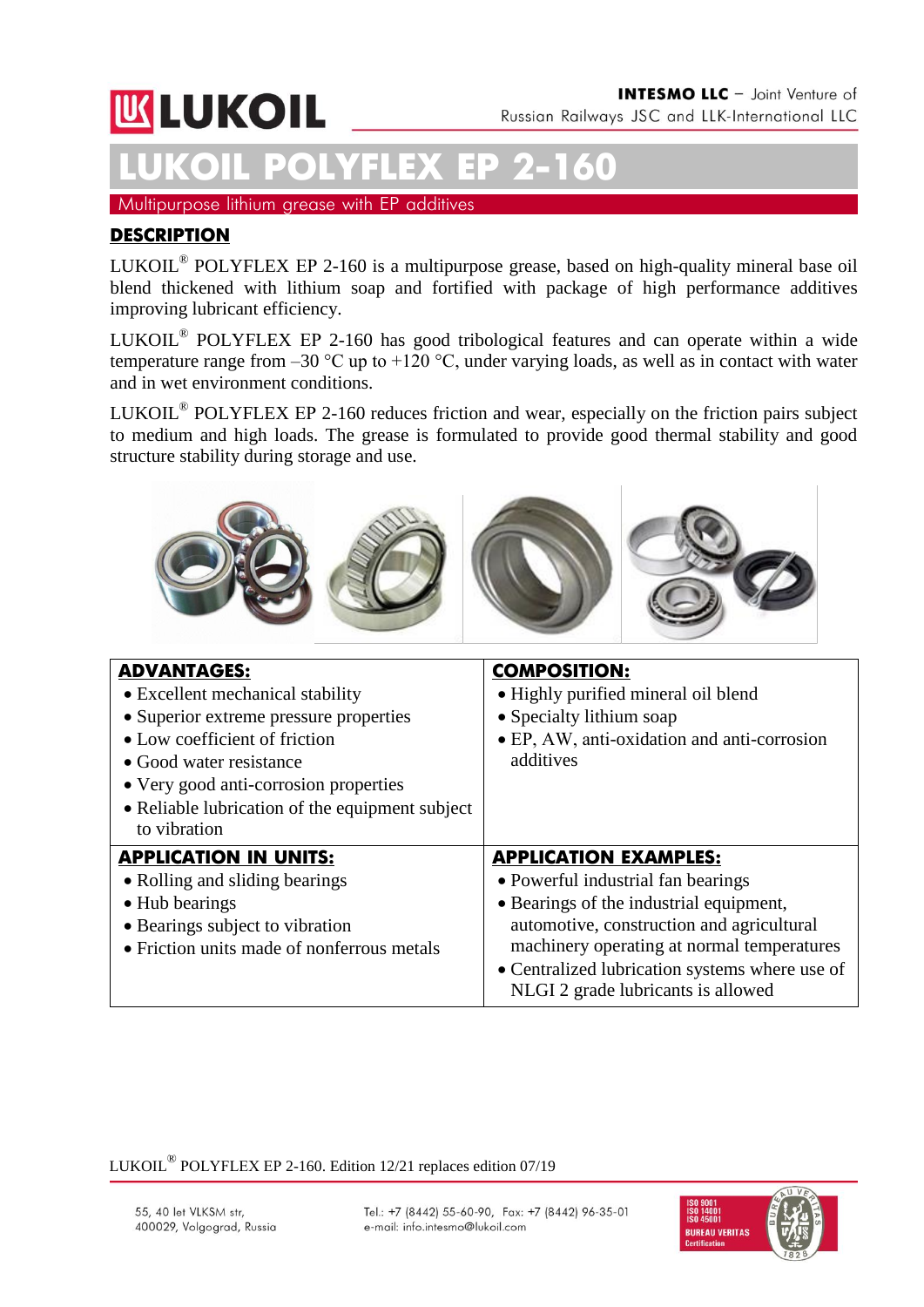LUKOIL

**INTESMO LLC** – Joint Venture of Russian Railways JSC and LLK-International LLC

# LUKOIL POLYFLEX EP 2-160

Multipurpose lithium grease with EP additives

## DESCRIPTION

LUKOIL® POLYFLEX EP 2-160 is a multipurpose grease, based on high-quality mineral base oil blend thickened with lithium soap and fortified with package of high performance additives improving lubricant efficiency.

LUKOIL® POLYFLEX EP 2-160 has good tribological features and can operate within a wide temperature range from –30 °C up to +120 °C, under varying loads, as well as in contact with water and in wet environment conditions.

LUKOIL® POLYFLEX EP 2-160 reduces friction and wear, especially on the friction pairs subject to medium and high loads. The grease is formulated to provide good thermal stability and good structure stability during storage and use.

| ADVANTAGES: | COMPOSITION: |
|---|---|
| • Excellent mechanical stability<br>• Superior extreme pressure properties<br>• Low coefficient of friction<br>• Good water resistance<br>• Very good anti-corrosion properties<br>• Reliable lubrication of the equipment subject to vibration | • Highly purified mineral oil blend<br>• Specialty lithium soap<br>• EP, AW, anti-oxidation and anti-corrosion additives |
| **APPLICATION IN UNITS:** | **APPLICATION EXAMPLES:** |
| • Rolling and sliding bearings<br>• Hub bearings<br>• Bearings subject to vibration<br>• Friction units made of nonferrous metals | • Powerful industrial fan bearings<br>• Bearings of the industrial equipment, automotive, construction and agricultural machinery operating at normal temperatures<br>• Centralized lubrication systems where use of NLGI 2 grade lubricants is allowed |

LUKOIL® POLYFLEX EP 2-160. Edition 12/21 replaces edition 07/19

55, 40 let VLKSM str, 400029, Volgograd, Russia

Tel.: +7 (8442) 55-60-90, Fax: +7 (8442) 96-35-01
e-mail: info.intesmo@lukoil.com

ISO 9001
ISO 14001
ISO 45001
BUREAU VERITAS Certification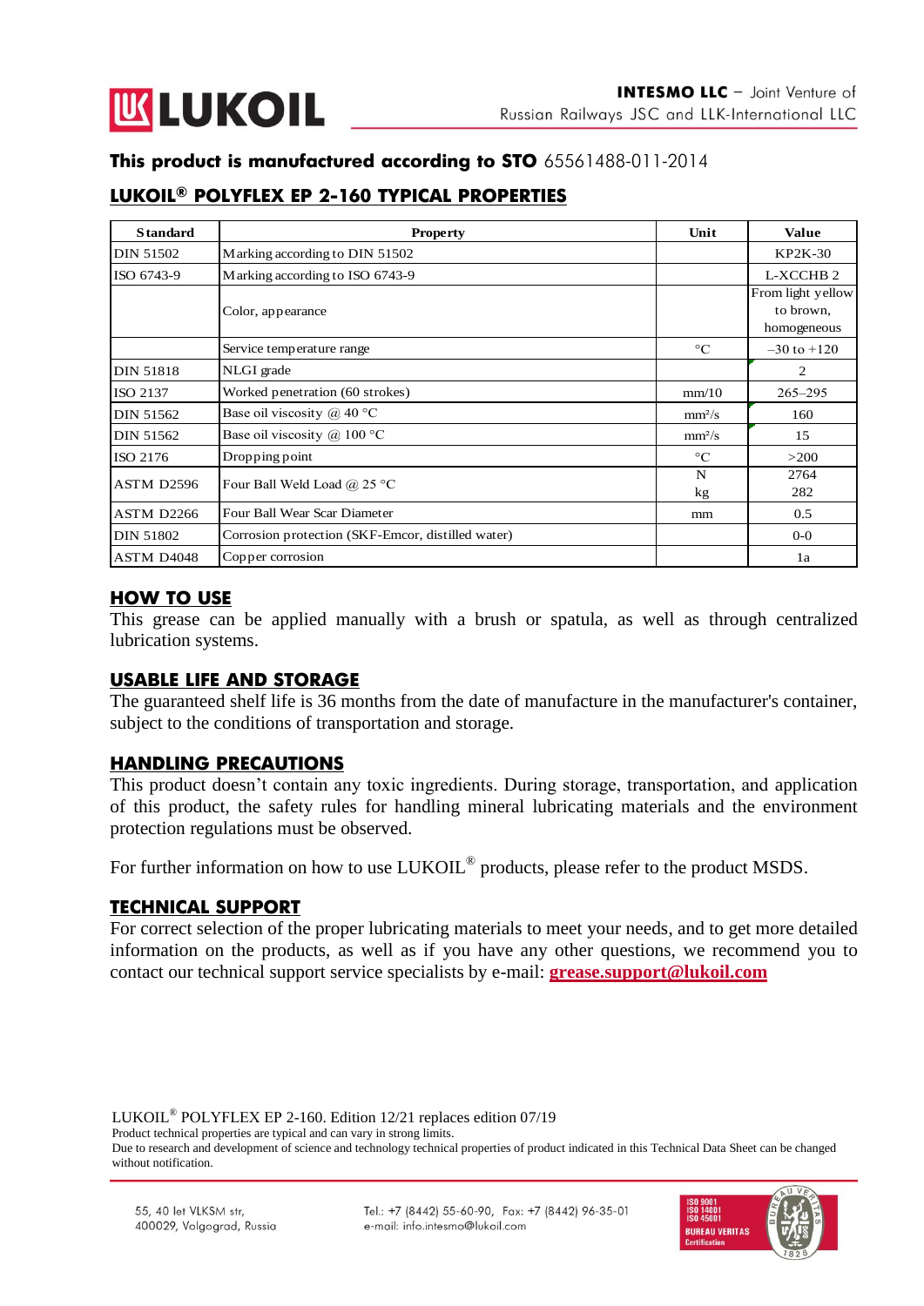**This product is manufactured according to STO** 65561488-011-2014

## LUKOIL® POLYFLEX EP 2-160 TYPICAL PROPERTIES

| Standard | Property | Unit | Value |
|---|---|---|---|
| DIN 51502 | Marking according to DIN 51502 | | KP2K-30 |
| ISO 6743-9 | Marking according to ISO 6743-9 | | L-XCCHB 2 |
| | Color, appearance | | From light yellow to brown, homogeneous |
| | Service temperature range | °C | –30 to +120 |
| DIN 51818 | NLGI grade | | 2 |
| ISO 2137 | Worked penetration (60 strokes) | mm/10 | 265–295 |
| DIN 51562 | Base oil viscosity @ 40 °C | mm²/s | 160 |
| DIN 51562 | Base oil viscosity @ 100 °C | mm²/s | 15 |
| ISO 2176 | Dropping point | °C | >200 |
| ASTM D2596 | Four Ball Weld Load @ 25 °C | N<br>kg | 2764<br>282 |
| ASTM D2266 | Four Ball Wear Scar Diameter | mm | 0.5 |
| DIN 51802 | Corrosion protection (SKF-Emcor, distilled water) | | 0-0 |
| ASTM D4048 | Copper corrosion | | 1a |

## HOW TO USE

This grease can be applied manually with a brush or spatula, as well as through centralized lubrication systems.

## USABLE LIFE AND STORAGE

The guaranteed shelf life is 36 months from the date of manufacture in the manufacturer's container, subject to the conditions of transportation and storage.

## HANDLING PRECAUTIONS

This product doesn't contain any toxic ingredients. During storage, transportation, and application of this product, the safety rules for handling mineral lubricating materials and the environment protection regulations must be observed.

For further information on how to use LUKOIL® products, please refer to the product MSDS.

## TECHNICAL SUPPORT

For correct selection of the proper lubricating materials to meet your needs, and to get more detailed information on the products, as well as if you have any other questions, we recommend you to contact our technical support service specialists by e-mail: **grease.support@lukoil.com**

LUKOIL® POLYFLEX EP 2-160. Edition 12/21 replaces edition 07/19
Product technical properties are typical and can vary in strong limits.
Due to research and development of science and technology technical properties of product indicated in this Technical Data Sheet can be changed without notification.